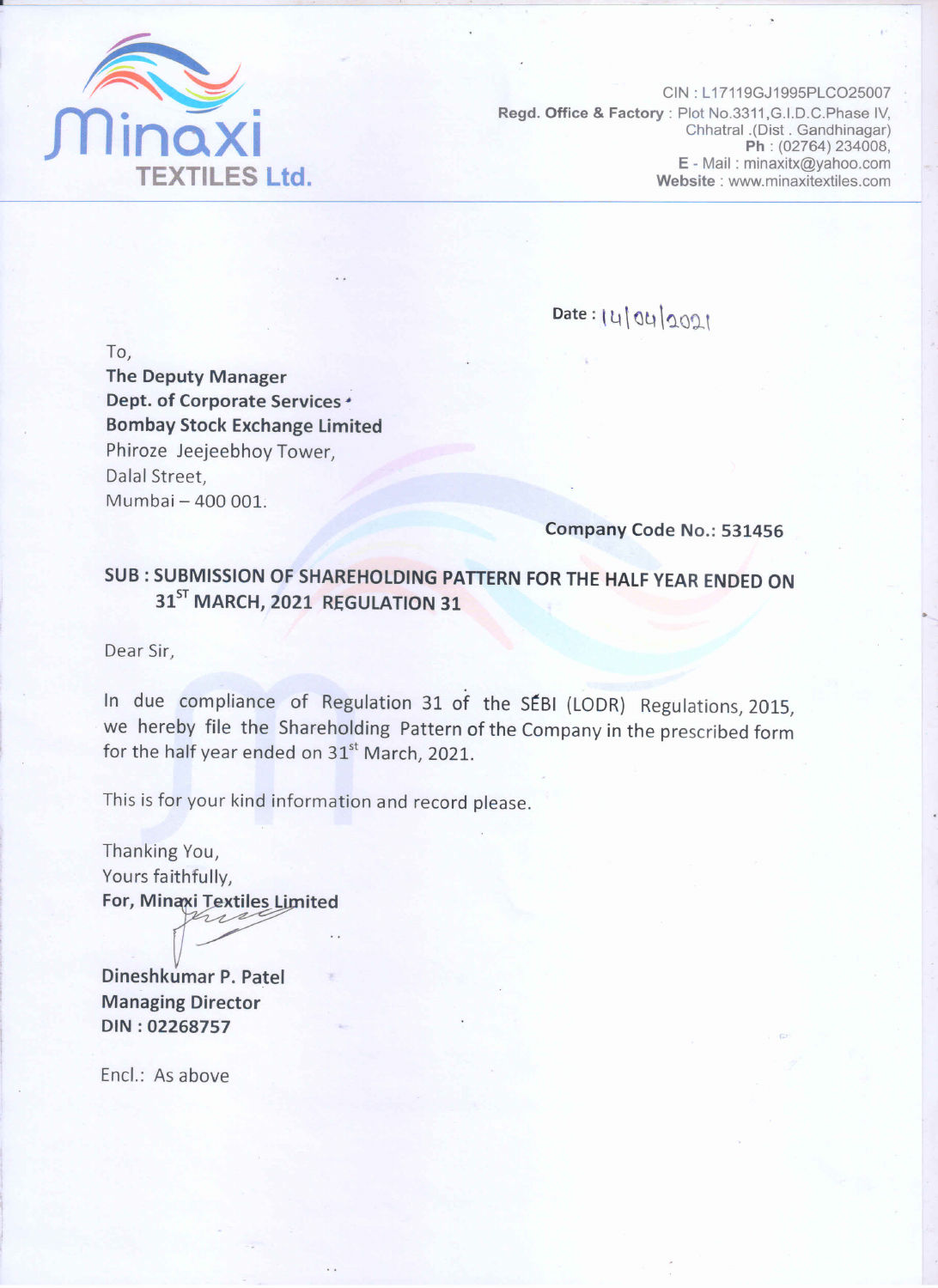**Minaxi**
**TEXTILES Ltd.**

CIN : L17119GJ1995PLCO25007
**Regd. Office & Factory** : Plot No.3311,G.I.D.C.Phase IV, Chhatral .(Dist . Gandhinagar)
**Ph** : (02764) 234008,
**E** - Mail : minaxitx@yahoo.com
**Website** : www.minaxitextiles.com

Date : 14/04/2021

To,
**The Deputy Manager**
**Dept. of Corporate Services**
**Bombay Stock Exchange Limited**
Phiroze Jeejeebhoy Tower,
Dalal Street,
Mumbai – 400 001.

**Company Code No.: 531456**

**SUB : SUBMISSION OF SHAREHOLDING PATTERN FOR THE HALF YEAR ENDED ON 31ST MARCH, 2021 REGULATION 31**

Dear Sir,

In due compliance of Regulation 31 of the SEBI (LODR) Regulations, 2015, we hereby file the Shareholding Pattern of the Company in the prescribed form for the half year ended on 31st March, 2021.

This is for your kind information and record please.

Thanking You,
Yours faithfully,
**For, Minaxi Textiles Limited**

**Dineshkumar P. Patel**
**Managing Director**
**DIN : 02268757**

Encl.: As above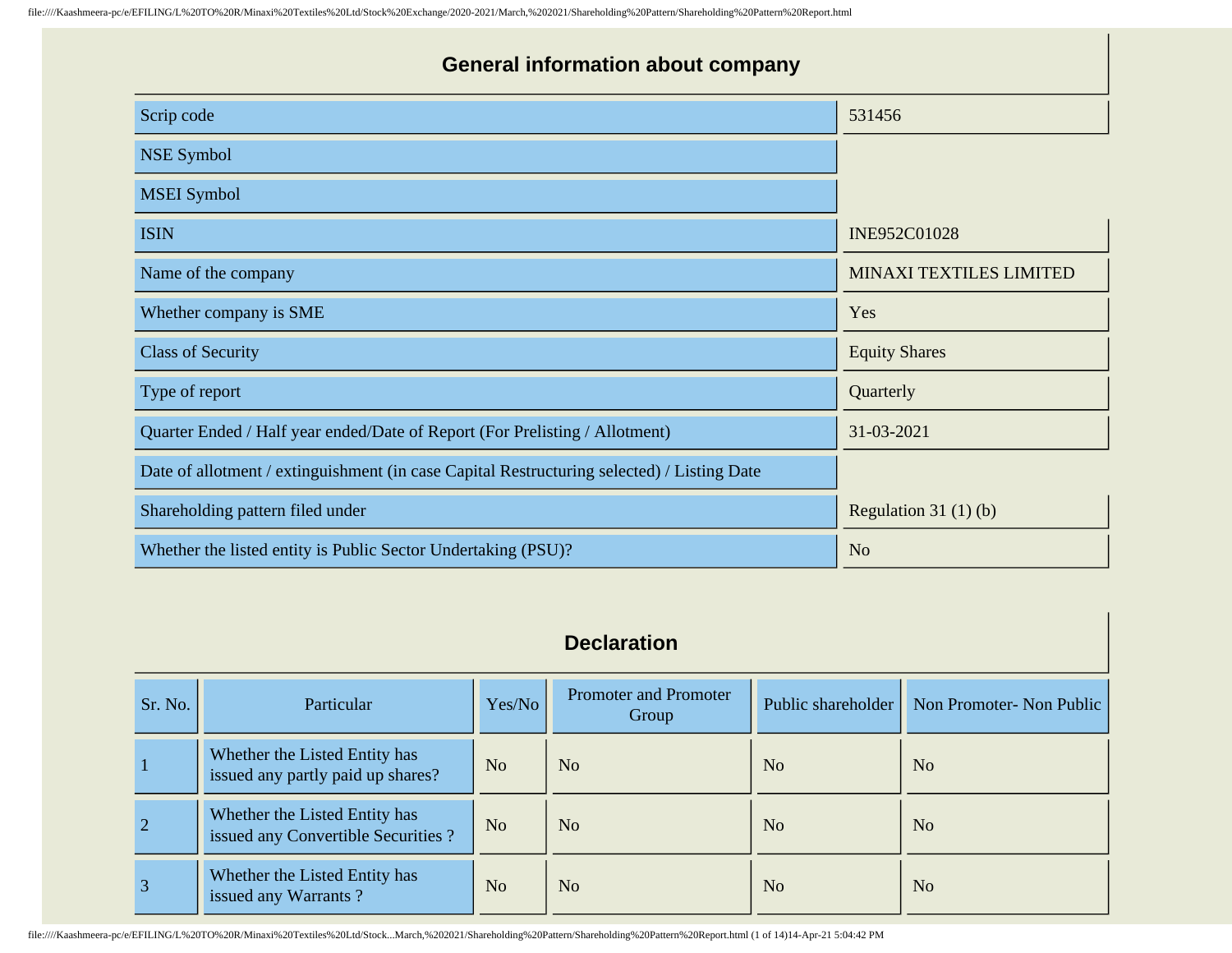## General information about company

| | |
|---|---|
| Scrip code | 531456 |
| NSE Symbol | |
| MSEI Symbol | |
| ISIN | INE952C01028 |
| Name of the company | MINAXI TEXTILES LIMITED |
| Whether company is SME | Yes |
| Class of Security | Equity Shares |
| Type of report | Quarterly |
| Quarter Ended / Half year ended/Date of Report (For Prelisting / Allotment) | 31-03-2021 |
| Date of allotment / extinguishment (in case Capital Restructuring selected) / Listing Date | |
| Shareholding pattern filed under | Regulation 31 (1) (b) |
| Whether the listed entity is Public Sector Undertaking (PSU)? | No |

## Declaration

| Sr. No. | Particular | Yes/No | Promoter and Promoter Group | Public shareholder | Non Promoter- Non Public |
|---|---|---|---|---|---|
| 1 | Whether the Listed Entity has issued any partly paid up shares? | No | No | No | No |
| 2 | Whether the Listed Entity has issued any Convertible Securities ? | No | No | No | No |
| 3 | Whether the Listed Entity has issued any Warrants ? | No | No | No | No |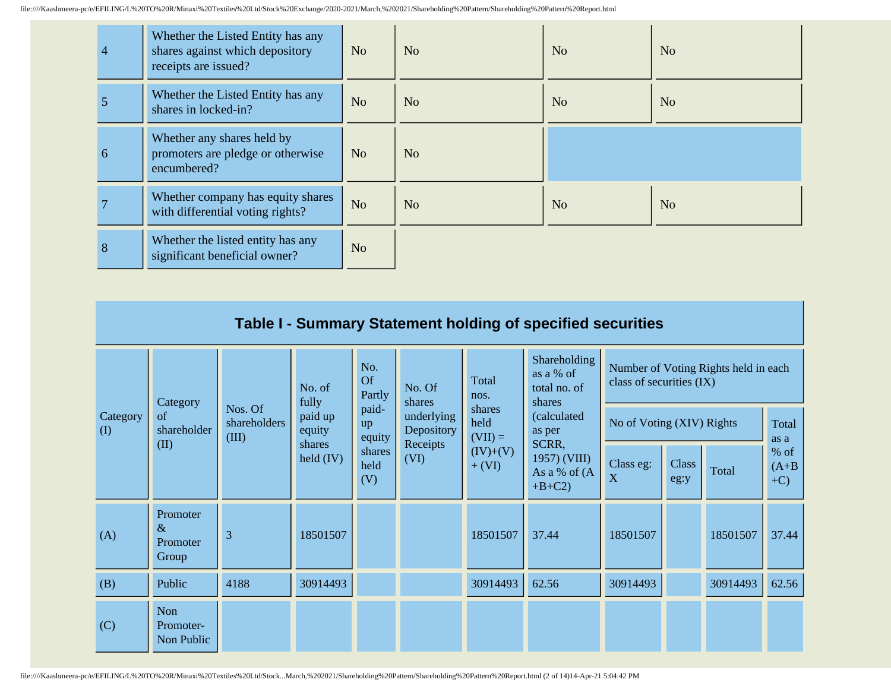| | | | | | |
|---|---|---|---|---|---|
| 4 | Whether the Listed Entity has any shares against which depository receipts are issued? | No | No | No | No |
| 5 | Whether the Listed Entity has any shares in locked-in? | No | No | No | No |
| 6 | Whether any shares held by promoters are pledge or otherwise encumbered? | No | No | | |
| 7 | Whether company has equity shares with differential voting rights? | No | No | No | No |
| 8 | Whether the listed entity has any significant beneficial owner? | No | | | |

## Table I - Summary Statement holding of specified securities

| Category (I) | Category of shareholder (II) | Nos. Of shareholders (III) | No. of fully paid up equity shares held (IV) | No. Of Partly paid-up equity shares held (V) | No. Of shares underlying Depository Receipts (VI) | Total nos. shares held (VII) = (IV)+(V)+ (VI) | Shareholding as a % of total no. of shares (calculated as per SCRR, 1957) (VIII) As a % of (A+B+C2) | Number of Voting Rights held in each class of securities (IX) | | | |
|---|---|---|---|---|---|---|---|---|---|---|---|
| | | | | | | | | No of Voting (XIV) Rights | | | Total as a % of (A+B+C) |
| | | | | | | | | Class eg: X | Class eg:y | Total | |
| (A) | Promoter & Promoter Group | 3 | 18501507 | | | 18501507 | 37.44 | 18501507 | | 18501507 | 37.44 |
| (B) | Public | 4188 | 30914493 | | | 30914493 | 62.56 | 30914493 | | 30914493 | 62.56 |
| (C) | Non Promoter- Non Public | | | | | | | | | | |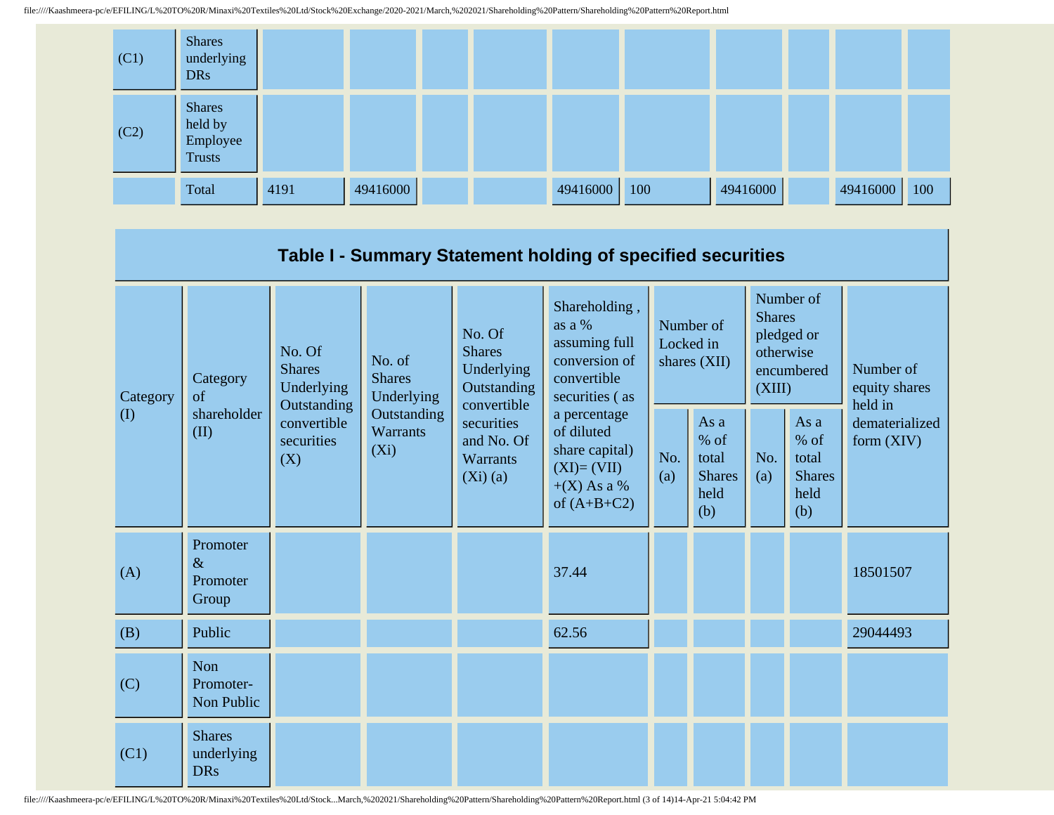| (C1) | Shares underlying DRs | | | | | | | | | | |
|---|---|---|---|---|---|---|---|---|---|---|---|
| (C2) | Shares held by Employee Trusts | | | | | | | | | | |
| | Total | 4191 | 49416000 | | | 49416000 | 100 | 49416000 | | 49416000 | 100 |

## Table I - Summary Statement holding of specified securities

| Category (I) | Category of shareholder (II) | No. Of Shares Underlying Outstanding convertible securities (X) | No. of Shares Underlying Outstanding Warrants (Xi) | No. Of Shares Underlying Outstanding convertible securities and No. Of Warrants (Xi) (a) | Shareholding , as a % assuming full conversion of convertible securities ( as a percentage of diluted share capital) (XI)= (VII)+(X) As a % of (A+B+C2) | Number of Locked in shares (XII) | | Number of Shares pledged or otherwise encumbered (XIII) | | Number of equity shares held in dematerialized form (XIV) |
|---|---|---|---|---|---|---|---|---|---|---|
| | | | | | | No. (a) | As a % of total Shares held (b) | No. (a) | As a % of total Shares held (b) | |
| (A) | Promoter & Promoter Group | | | | 37.44 | | | | | 18501507 |
| (B) | Public | | | | 62.56 | | | | | 29044493 |
| (C) | Non Promoter- Non Public | | | | | | | | | |
| (C1) | Shares underlying DRs | | | | | | | | | |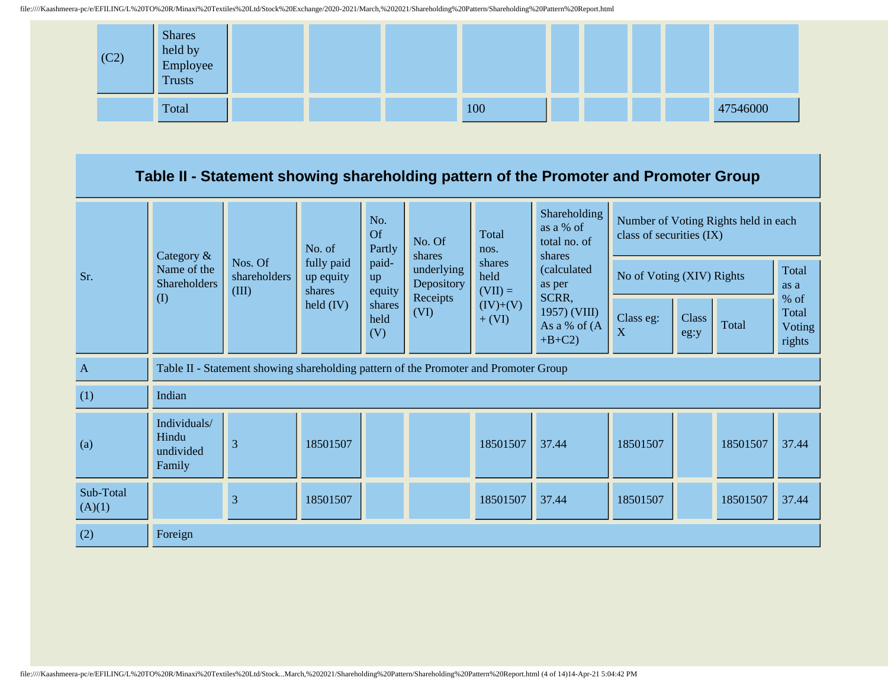| | | | | | | | | | | |
|---|---|---|---|---|---|---|---|---|---|---|
| (C2) | Shares held by Employee Trusts | | | | | | | | | |
| | Total | | | | 100 | | | | | 47546000 |

## Table II - Statement showing shareholding pattern of the Promoter and Promoter Group

| Sr. | Category & Name of the Shareholders (I) | Nos. Of shareholders (III) | No. of fully paid up equity shares held (IV) | No. Of Partly paid-up equity shares held (V) | No. Of shares underlying Depository Receipts (VI) | Total nos. shares held (VII) = (IV)+(V)+ (VI) | Shareholding as a % of total no. of shares (calculated as per SCRR, 1957) (VIII) As a % of (A+B+C2) | Number of Voting Rights held in each class of securities (IX) | | | |
|---|---|---|---|---|---|---|---|---|---|---|---|
| | | | | | | | | No of Voting (XIV) Rights | | | Total as a % of Total Voting rights |
| | | | | | | | | Class eg: X | Class eg:y | Total | |
| A | Table II - Statement showing shareholding pattern of the Promoter and Promoter Group | | | | | | | | | | |
| (1) | Indian | | | | | | | | | | |
| (a) | Individuals/ Hindu undivided Family | 3 | 18501507 | | | 18501507 | 37.44 | 18501507 | | 18501507 | 37.44 |
| Sub-Total (A)(1) | | 3 | 18501507 | | | 18501507 | 37.44 | 18501507 | | 18501507 | 37.44 |
| (2) | Foreign | | | | | | | | | | |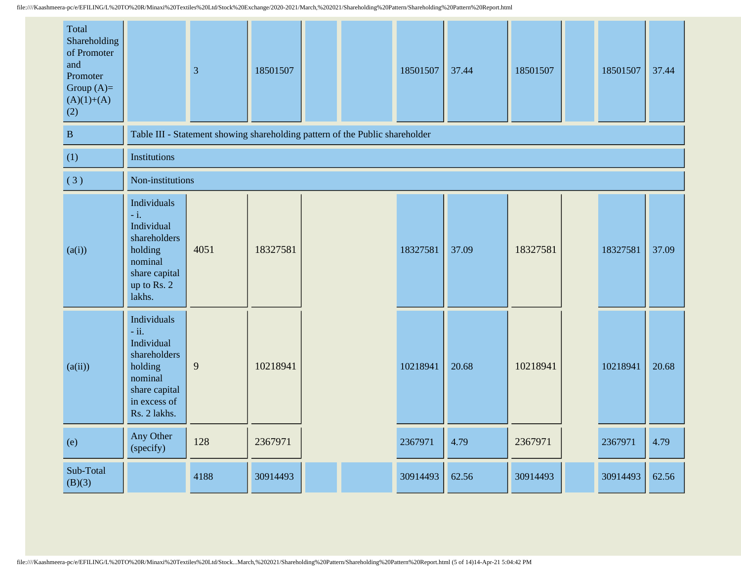| | | | | | | | | | | | |
|---|---|---|---|---|---|---|---|---|---|---|---|
| Total Shareholding of Promoter and Promoter Group (A)=(A)(1)+(A)(2) | | 3 | 18501507 | | | 18501507 | 37.44 | 18501507 | | 18501507 | 37.44 |
| B | Table III - Statement showing shareholding pattern of the Public shareholder | | | | | | | | | | |
| (1) | Institutions | | | | | | | | | | |
| ( 3 ) | Non-institutions | | | | | | | | | | |
| (a(i)) | Individuals - i. Individual shareholders holding nominal share capital up to Rs. 2 lakhs. | 4051 | 18327581 | | | 18327581 | 37.09 | 18327581 | | 18327581 | 37.09 |
| (a(ii)) | Individuals - ii. Individual shareholders holding nominal share capital in excess of Rs. 2 lakhs. | 9 | 10218941 | | | 10218941 | 20.68 | 10218941 | | 10218941 | 20.68 |
| (e) | Any Other (specify) | 128 | 2367971 | | | 2367971 | 4.79 | 2367971 | | 2367971 | 4.79 |
| Sub-Total (B)(3) | | 4188 | 30914493 | | | 30914493 | 62.56 | 30914493 | | 30914493 | 62.56 |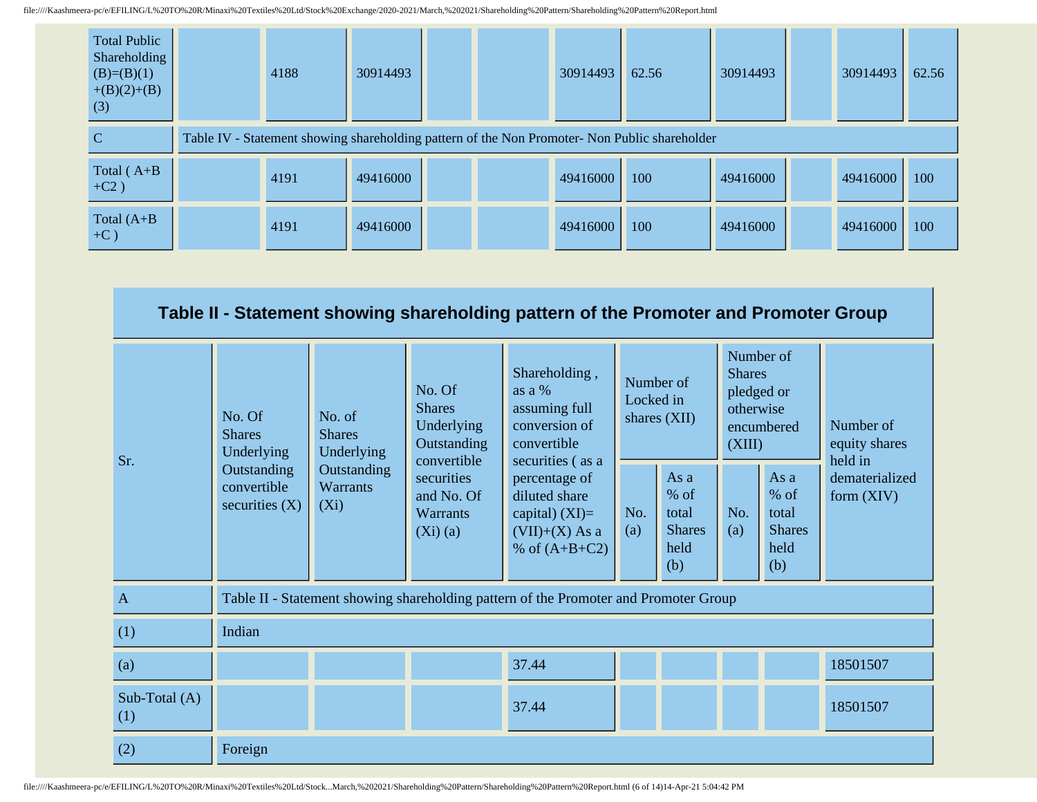| Total Public Shareholding (B)=(B)(1)+(B)(2)+(B)(3) | | 4188 | 30914493 | | | 30914493 | 62.56 | 30914493 | | 30914493 | 62.56 |
|---|---|---|---|---|---|---|---|---|---|---|---|
| C | Table IV - Statement showing shareholding pattern of the Non Promoter- Non Public shareholder | | | | | | | | | | |
| Total ( A+B+C2 ) | | 4191 | 49416000 | | | 49416000 | 100 | 49416000 | | 49416000 | 100 |
| Total (A+B+C ) | | 4191 | 49416000 | | | 49416000 | 100 | 49416000 | | 49416000 | 100 |

## Table II - Statement showing shareholding pattern of the Promoter and Promoter Group

| Sr. | No. Of Shares Underlying Outstanding convertible securities (X) | No. of Shares Underlying Outstanding Warrants (Xi) | No. Of Shares Underlying Outstanding convertible securities and No. Of Warrants (Xi) (a) | Shareholding , as a % assuming full conversion of convertible securities ( as a percentage of diluted share capital) (XI)= (VII)+(X) As a % of (A+B+C2) | Number of Locked in shares (XII) | | Number of Shares pledged or otherwise encumbered (XIII) | | Number of equity shares held in dematerialized form (XIV) |
|---|---|---|---|---|---|---|---|---|---|
| | | | | | No. (a) | As a % of total Shares held (b) | No. (a) | As a % of total Shares held (b) | |
| A | Table II - Statement showing shareholding pattern of the Promoter and Promoter Group | | | | | | | | |
| (1) | Indian | | | | | | | | |
| (a) | | | | 37.44 | | | | | 18501507 |
| Sub-Total (A)(1) | | | | 37.44 | | | | | 18501507 |
| (2) | Foreign | | | | | | | | |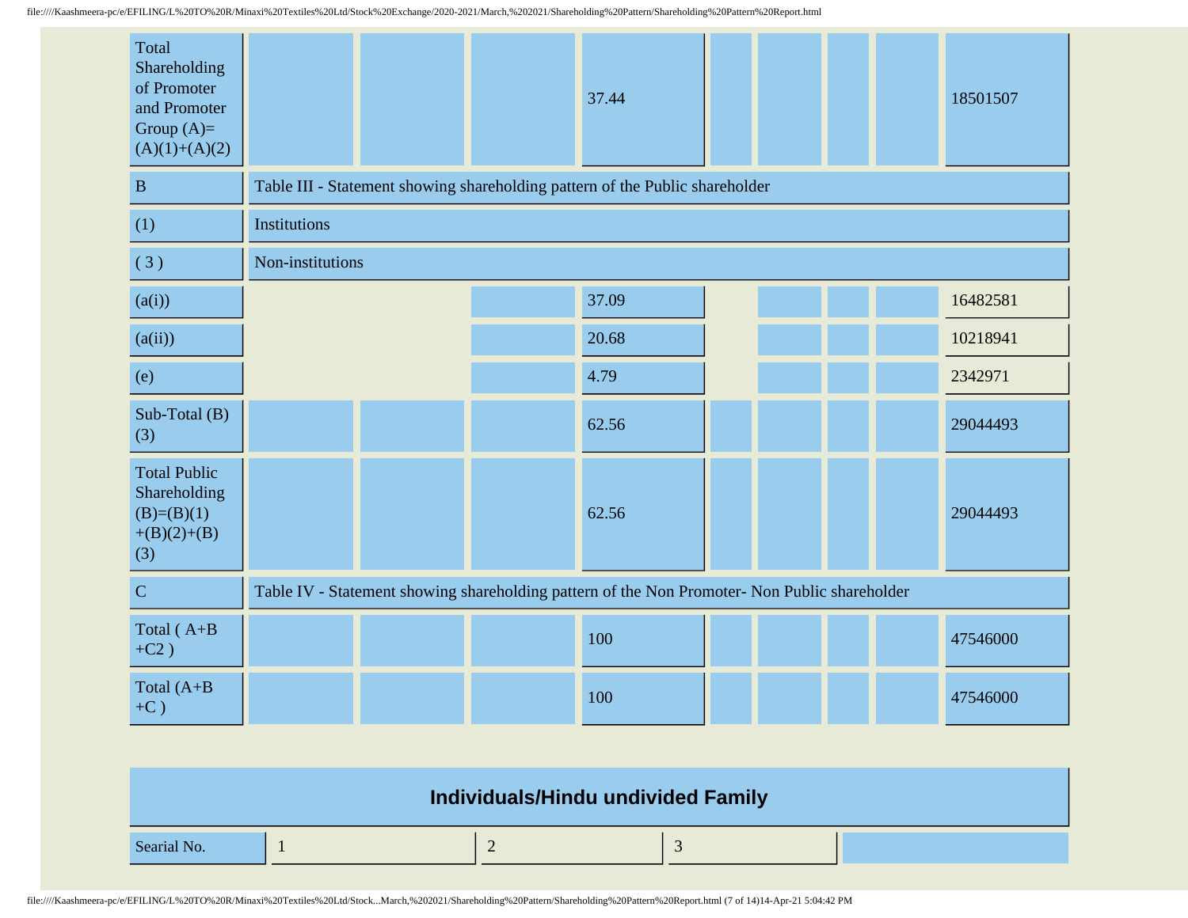| | | | | | | | | | |
|---|---|---|---|---|---|---|---|---|---|
| Total Shareholding of Promoter and Promoter Group (A)=(A)(1)+(A)(2) | | | | 37.44 | | | | | 18501507 |
| B | Table III - Statement showing shareholding pattern of the Public shareholder | | | | | | | | |
| (1) | Institutions | | | | | | | | |
| ( 3 ) | Non-institutions | | | | | | | | |
| (a(i)) | | | | 37.09 | | | | | 16482581 |
| (a(ii)) | | | | 20.68 | | | | | 10218941 |
| (e) | | | | 4.79 | | | | | 2342971 |
| Sub-Total (B)(3) | | | | 62.56 | | | | | 29044493 |
| Total Public Shareholding (B)=(B)(1)+(B)(2)+(B)(3) | | | | 62.56 | | | | | 29044493 |
| C | Table IV - Statement showing shareholding pattern of the Non Promoter- Non Public shareholder | | | | | | | | |
| Total ( A+B+C2 ) | | | | 100 | | | | | 47546000 |
| Total (A+B+C ) | | | | 100 | | | | | 47546000 |

## Individuals/Hindu undivided Family

| Searial No. | 1 | 2 | 3 | |
|---|---|---|---|---|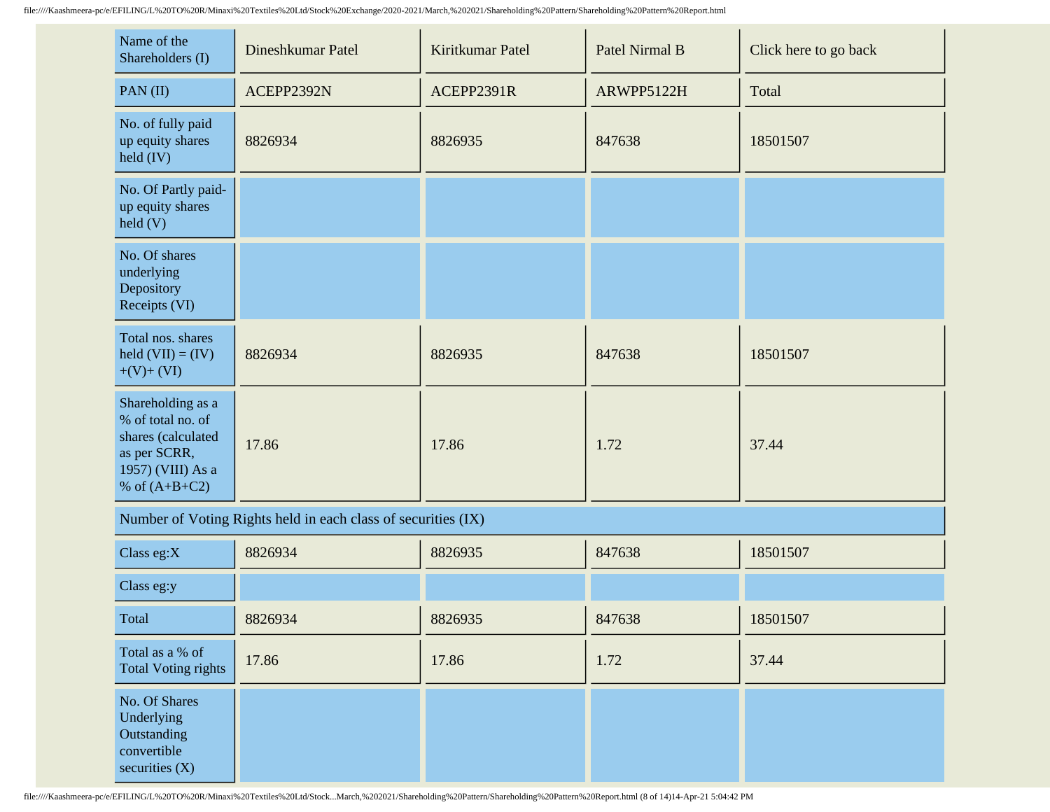| Name of the Shareholders (I) | Dineshkumar Patel | Kiritkumar Patel | Patel Nirmal B | Click here to go back |
|---|---|---|---|---|
| PAN (II) | ACEPP2392N | ACEPP2391R | ARWPP5122H | Total |
| No. of fully paid up equity shares held (IV) | 8826934 | 8826935 | 847638 | 18501507 |
| No. Of Partly paid-up equity shares held (V) | | | | |
| No. Of shares underlying Depository Receipts (VI) | | | | |
| Total nos. shares held (VII) = (IV)+(V)+ (VI) | 8826934 | 8826935 | 847638 | 18501507 |
| Shareholding as a % of total no. of shares (calculated as per SCRR, 1957) (VIII) As a % of (A+B+C2) | 17.86 | 17.86 | 1.72 | 37.44 |
| Number of Voting Rights held in each class of securities (IX) | | | | |
| Class eg:X | 8826934 | 8826935 | 847638 | 18501507 |
| Class eg:y | | | | |
| Total | 8826934 | 8826935 | 847638 | 18501507 |
| Total as a % of Total Voting rights | 17.86 | 17.86 | 1.72 | 37.44 |
| No. Of Shares Underlying Outstanding convertible securities (X) | | | | |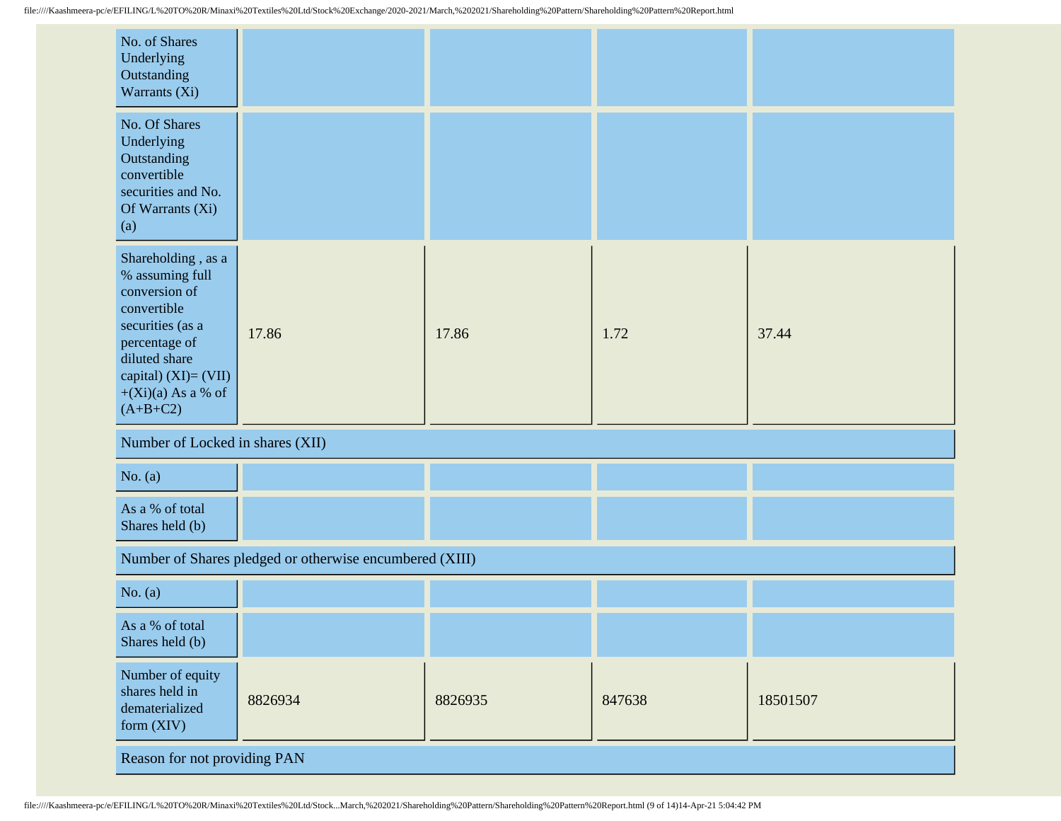| | | | | |
|---|---|---|---|---|
| No. of Shares Underlying Outstanding Warrants (Xi) | | | | |
| No. Of Shares Underlying Outstanding convertible securities and No. Of Warrants (Xi) (a) | | | | |
| Shareholding , as a % assuming full conversion of convertible securities (as a percentage of diluted share capital) (XI)= (VII)+(Xi)(a) As a % of (A+B+C2) | 17.86 | 17.86 | 1.72 | 37.44 |
| Number of Locked in shares (XII) | | | | |
| No. (a) | | | | |
| As a % of total Shares held (b) | | | | |
| Number of Shares pledged or otherwise encumbered (XIII) | | | | |
| No. (a) | | | | |
| As a % of total Shares held (b) | | | | |
| Number of equity shares held in dematerialized form (XIV) | 8826934 | 8826935 | 847638 | 18501507 |
| Reason for not providing PAN | | | | |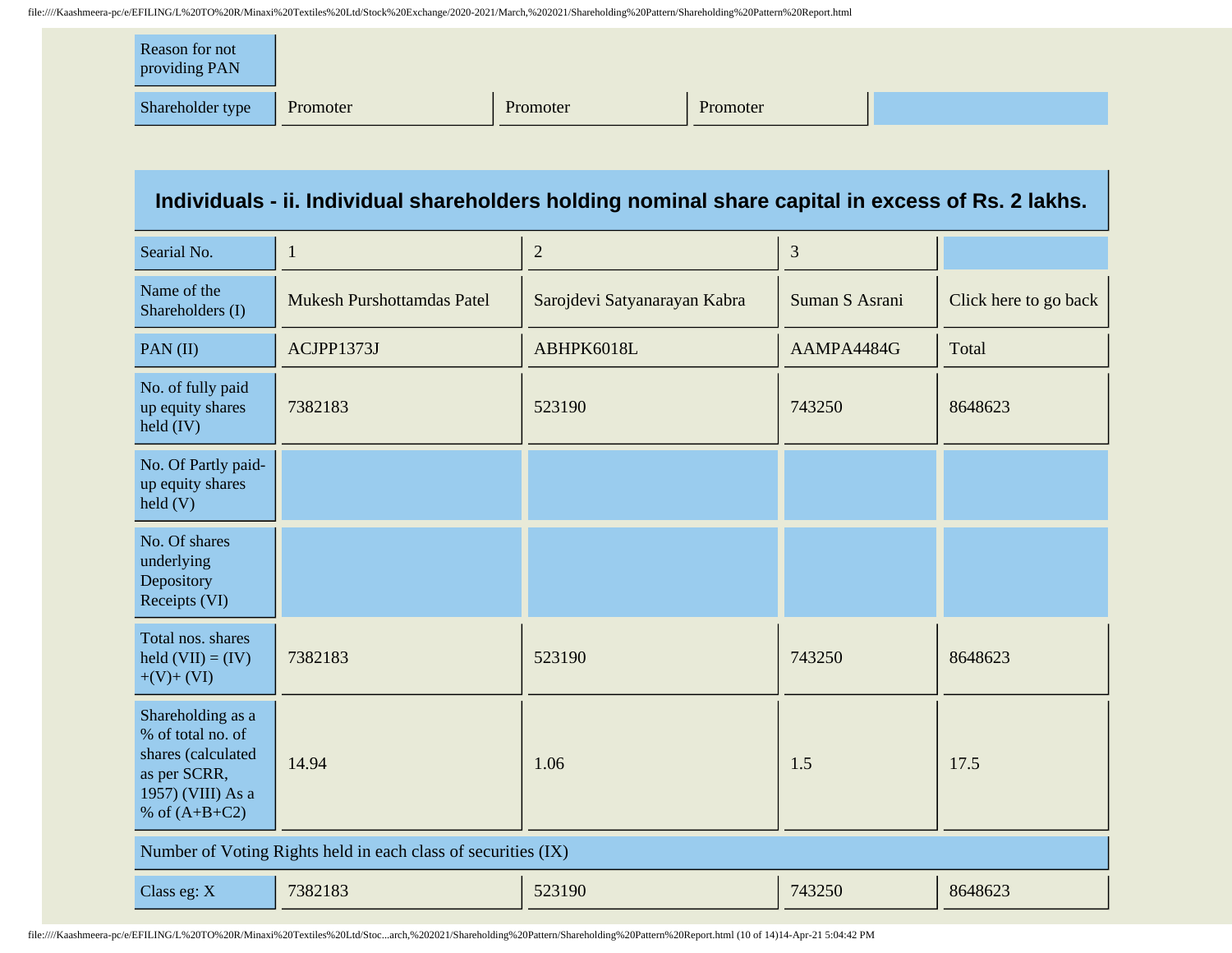| Reason for not providing PAN | | | | |
|---|---|---|---|---|
| Shareholder type | Promoter | Promoter | Promoter | |

## Individuals - ii. Individual shareholders holding nominal share capital in excess of Rs. 2 lakhs.

| Searial No. | 1 | 2 | 3 | |
|---|---|---|---|---|
| Name of the Shareholders (I) | Mukesh Purshottamdas Patel | Sarojdevi Satyanarayan Kabra | Suman S Asrani | Click here to go back |
| PAN (II) | ACJPP1373J | ABHPK6018L | AAMPA4484G | Total |
| No. of fully paid up equity shares held (IV) | 7382183 | 523190 | 743250 | 8648623 |
| No. Of Partly paid-up equity shares held (V) | | | | |
| No. Of shares underlying Depository Receipts (VI) | | | | |
| Total nos. shares held (VII) = (IV)+(V)+ (VI) | 7382183 | 523190 | 743250 | 8648623 |
| Shareholding as a % of total no. of shares (calculated as per SCRR, 1957) (VIII) As a % of (A+B+C2) | 14.94 | 1.06 | 1.5 | 17.5 |
| Number of Voting Rights held in each class of securities (IX) | | | | |
| Class eg: X | 7382183 | 523190 | 743250 | 8648623 |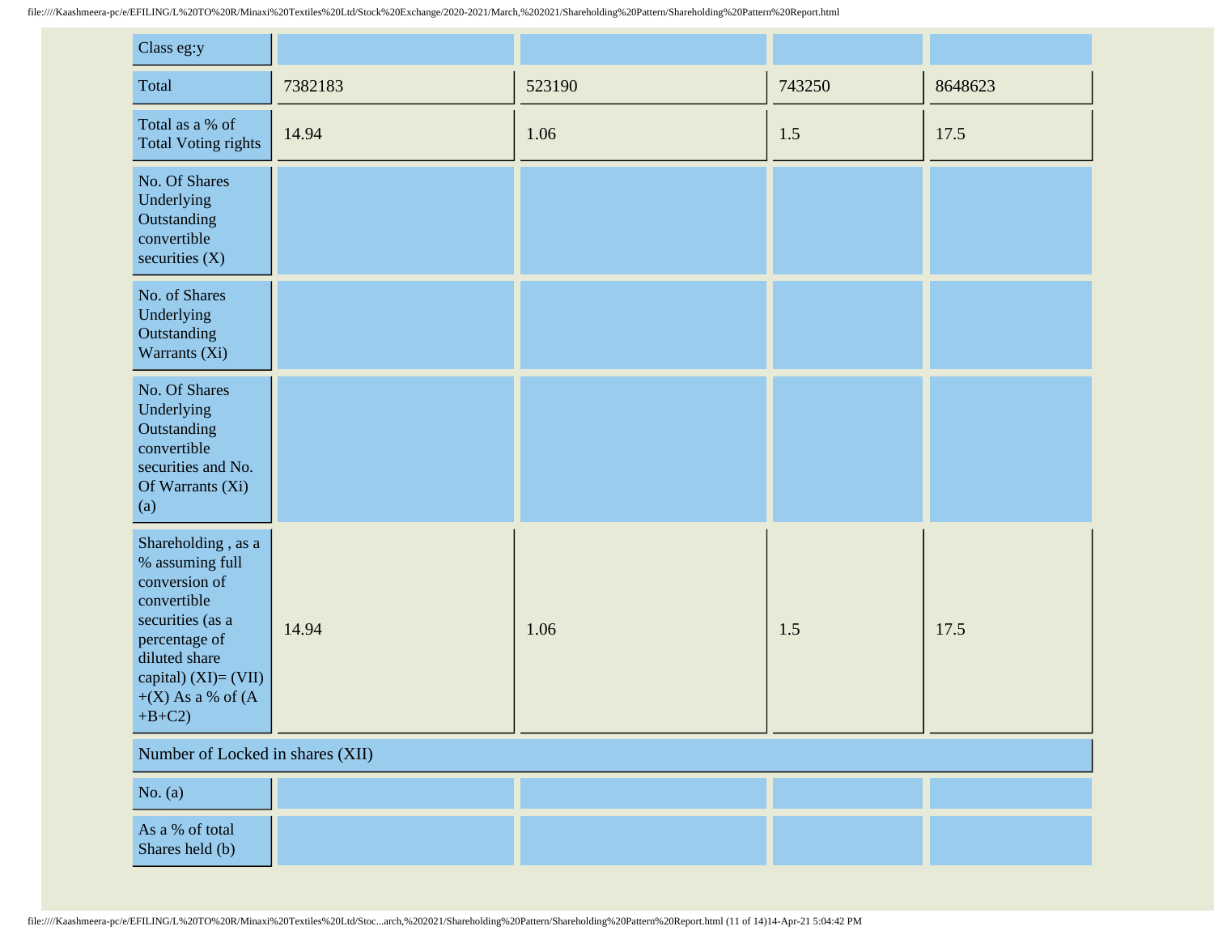| Class eg:y | | | | |
|---|---|---|---|---|
| Total | 7382183 | 523190 | 743250 | 8648623 |
| Total as a % of Total Voting rights | 14.94 | 1.06 | 1.5 | 17.5 |
| No. Of Shares Underlying Outstanding convertible securities (X) | | | | |
| No. of Shares Underlying Outstanding Warrants (Xi) | | | | |
| No. Of Shares Underlying Outstanding convertible securities and No. Of Warrants (Xi) (a) | | | | |
| Shareholding , as a % assuming full conversion of convertible securities (as a percentage of diluted share capital) (XI)= (VII) +(X) As a % of (A +B+C2) | 14.94 | 1.06 | 1.5 | 17.5 |
| Number of Locked in shares (XII) | | | | |
| No. (a) | | | | |
| As a % of total Shares held (b) | | | | |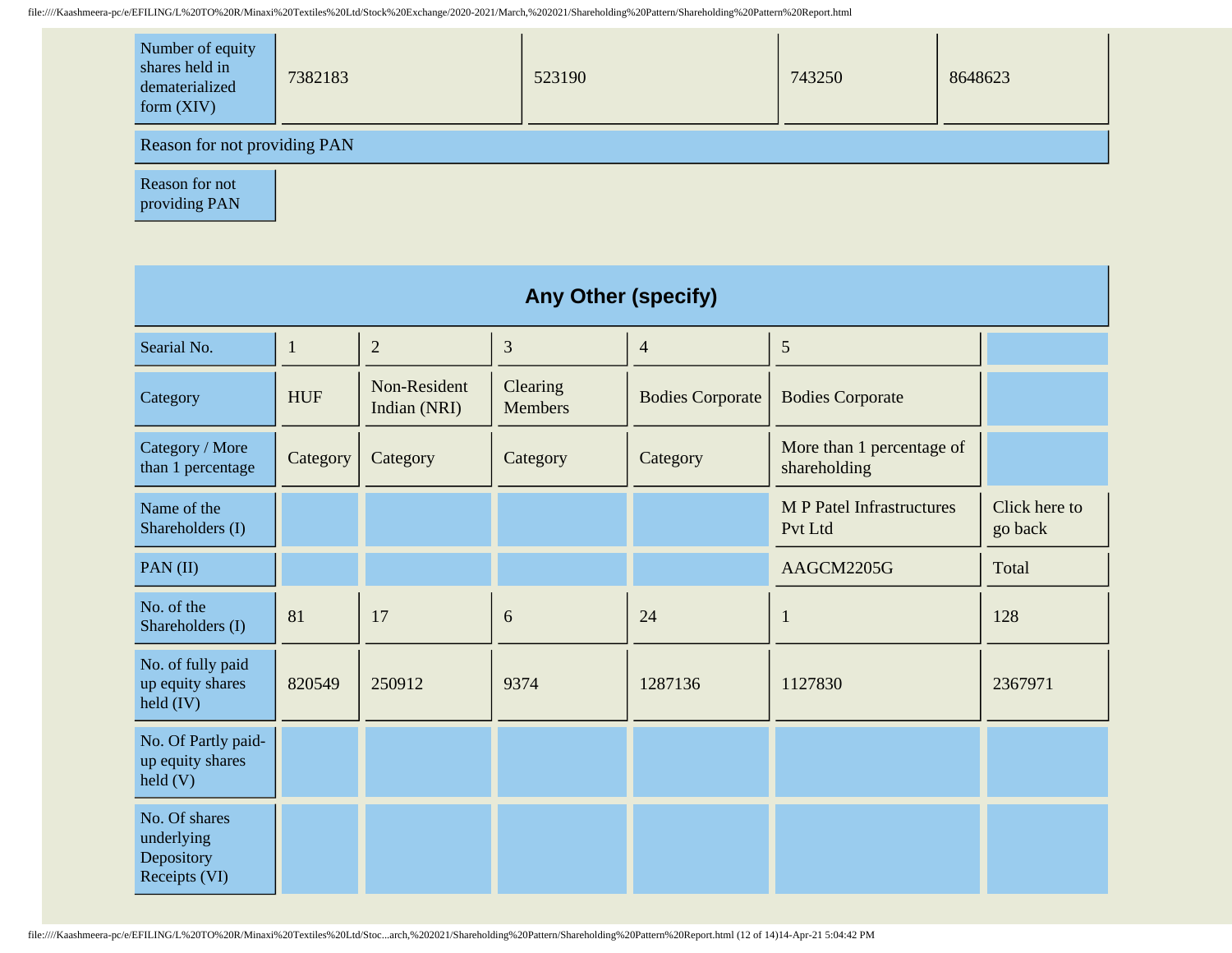| Number of equity shares held in dematerialized form (XIV) | 7382183 | 523190 | 743250 | 8648623 |
|---|---|---|---|---|

| Reason for not providing PAN |
|---|
| Reason for not providing PAN |

## Any Other (specify)

| Searial No. | 1 | 2 | 3 | 4 | 5 | |
|---|---|---|---|---|---|---|
| Category | HUF | Non-Resident Indian (NRI) | Clearing Members | Bodies Corporate | Bodies Corporate | |
| Category / More than 1 percentage | Category | Category | Category | Category | More than 1 percentage of shareholding | |
| Name of the Shareholders (I) | | | | | M P Patel Infrastructures Pvt Ltd | Click here to go back |
| PAN (II) | | | | | AAGCM2205G | Total |
| No. of the Shareholders (I) | 81 | 17 | 6 | 24 | 1 | 128 |
| No. of fully paid up equity shares held (IV) | 820549 | 250912 | 9374 | 1287136 | 1127830 | 2367971 |
| No. Of Partly paid-up equity shares held (V) | | | | | | |
| No. Of shares underlying Depository Receipts (VI) | | | | | | |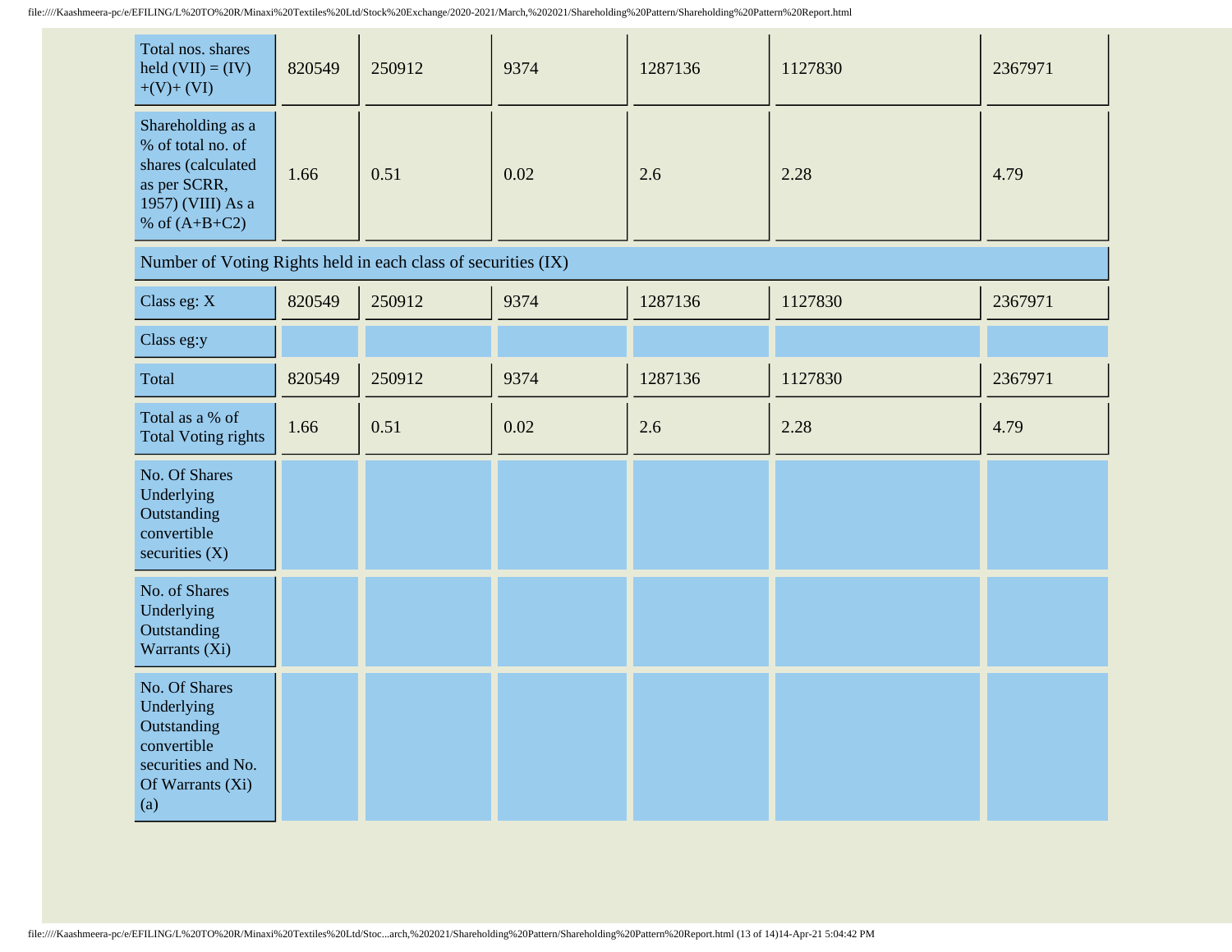| Total nos. shares held (VII) = (IV)+(V)+ (VI) | 820549 | 250912 | 9374 | 1287136 | 1127830 | 2367971 |
|---|---|---|---|---|---|---|
| Shareholding as a % of total no. of shares (calculated as per SCRR, 1957) (VIII) As a % of (A+B+C2) | 1.66 | 0.51 | 0.02 | 2.6 | 2.28 | 4.79 |
| Number of Voting Rights held in each class of securities (IX) | | | | | | |
| Class eg: X | 820549 | 250912 | 9374 | 1287136 | 1127830 | 2367971 |
| Class eg:y | | | | | | |
| Total | 820549 | 250912 | 9374 | 1287136 | 1127830 | 2367971 |
| Total as a % of Total Voting rights | 1.66 | 0.51 | 0.02 | 2.6 | 2.28 | 4.79 |
| No. Of Shares Underlying Outstanding convertible securities (X) | | | | | | |
| No. of Shares Underlying Outstanding Warrants (Xi) | | | | | | |
| No. Of Shares Underlying Outstanding convertible securities and No. Of Warrants (Xi) (a) | | | | | | |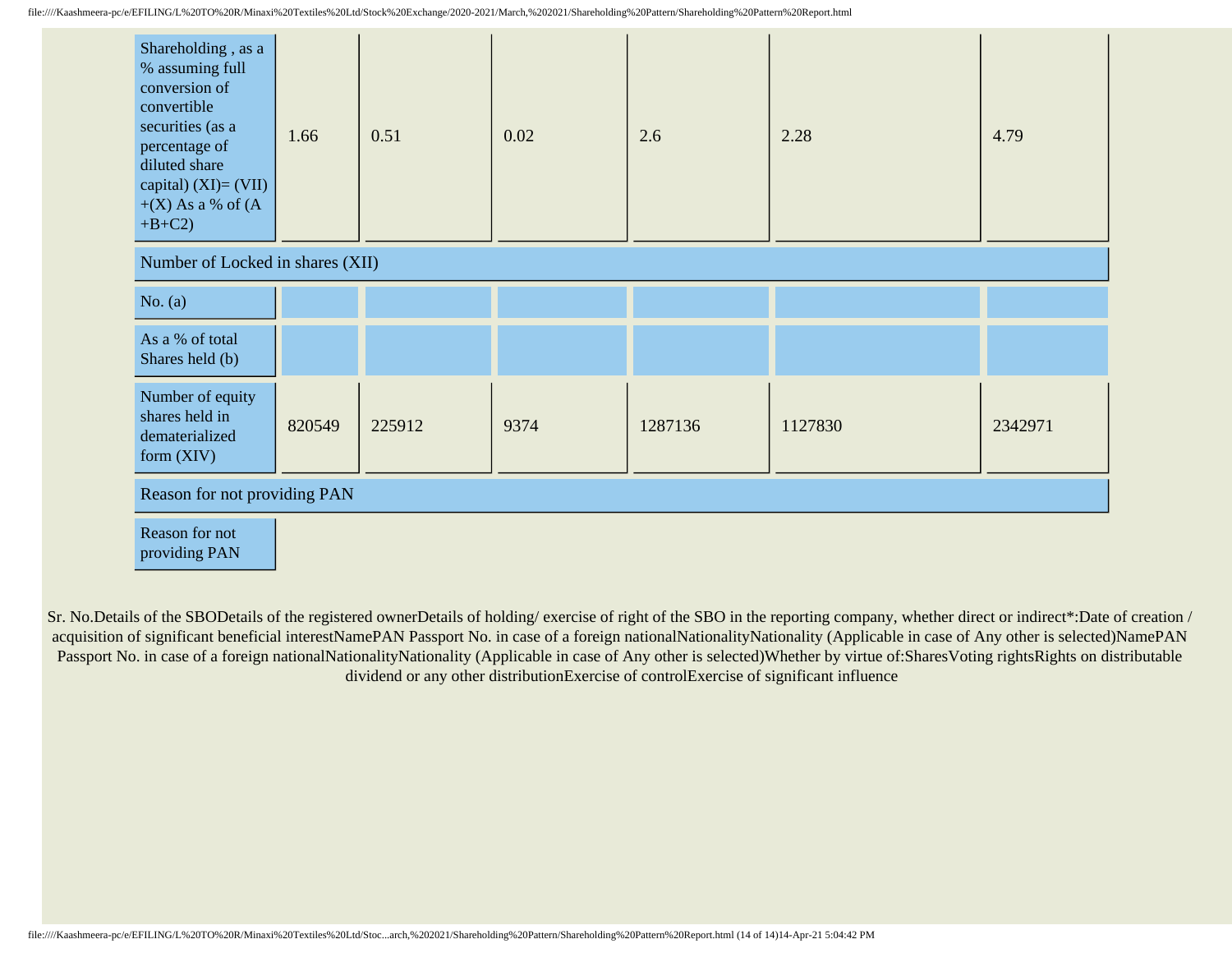| | | | | | | |
|---|---|---|---|---|---|---|
| Shareholding , as a % assuming full conversion of convertible securities (as a percentage of diluted share capital) (XI)= (VII) +(X) As a % of (A +B+C2) | 1.66 | 0.51 | 0.02 | 2.6 | 2.28 | 4.79 |
| Number of Locked in shares (XII) | | | | | | |
| No. (a) | | | | | | |
| As a % of total Shares held (b) | | | | | | |
| Number of equity shares held in dematerialized form (XIV) | 820549 | 225912 | 9374 | 1287136 | 1127830 | 2342971 |
| Reason for not providing PAN | | | | | | |
| Reason for not providing PAN | | | | | | |

Sr. No.Details of the SBODetails of the registered ownerDetails of holding/ exercise of right of the SBO in the reporting company, whether direct or indirect*:Date of creation / acquisition of significant beneficial interestNamePAN Passport No. in case of a foreign nationalNationalityNationality (Applicable in case of Any other is selected)NamePAN Passport No. in case of a foreign nationalNationalityNationality (Applicable in case of Any other is selected)Whether by virtue of:SharesVoting rightsRights on distributable dividend or any other distributionExercise of controlExercise of significant influence